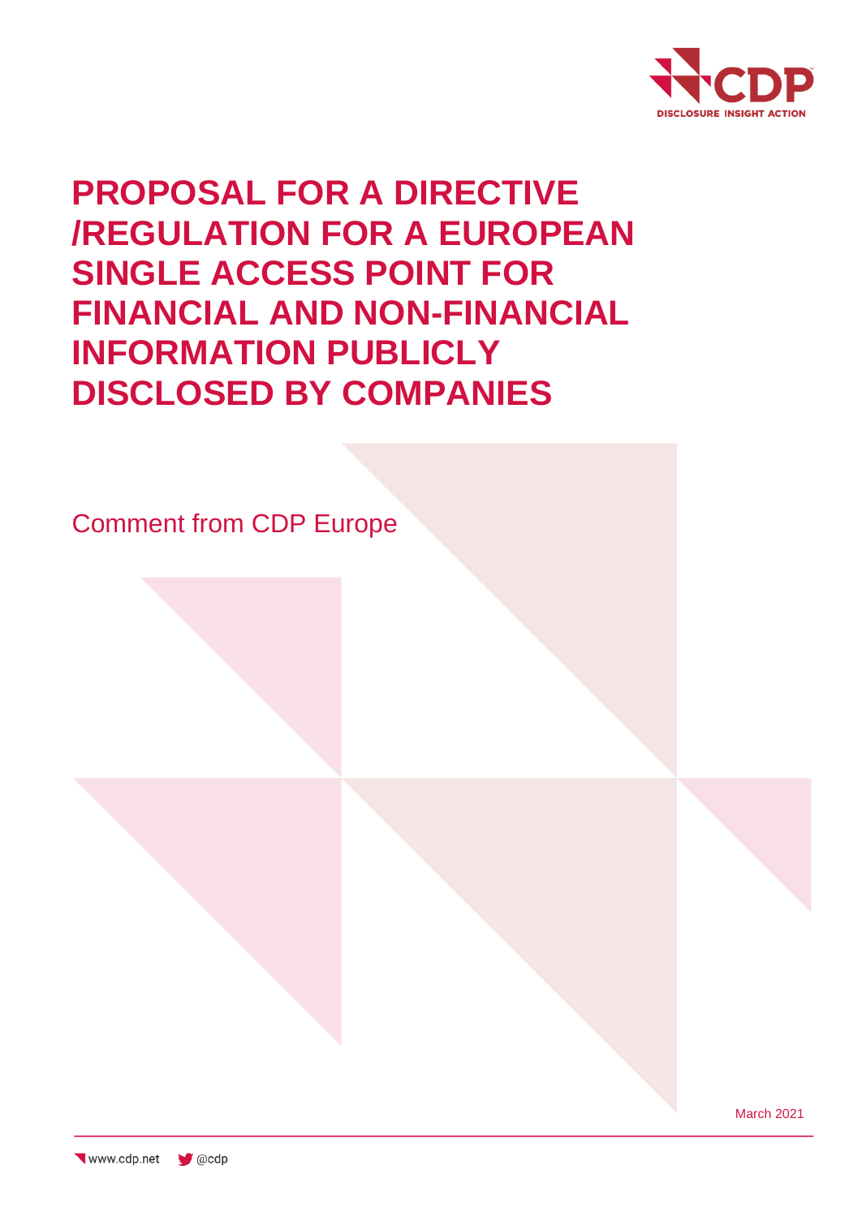# PROPOSAL FOR A DIRECTIVE /REGULATION FOR A EUROPEAN SINGLE ACCESS POINT FOR FINANCIAL AND NON-FINANCIAL INFORMATION PUBLICLY DISCLOSED BY COMPANIES

Comment from CDP Europe

March 2021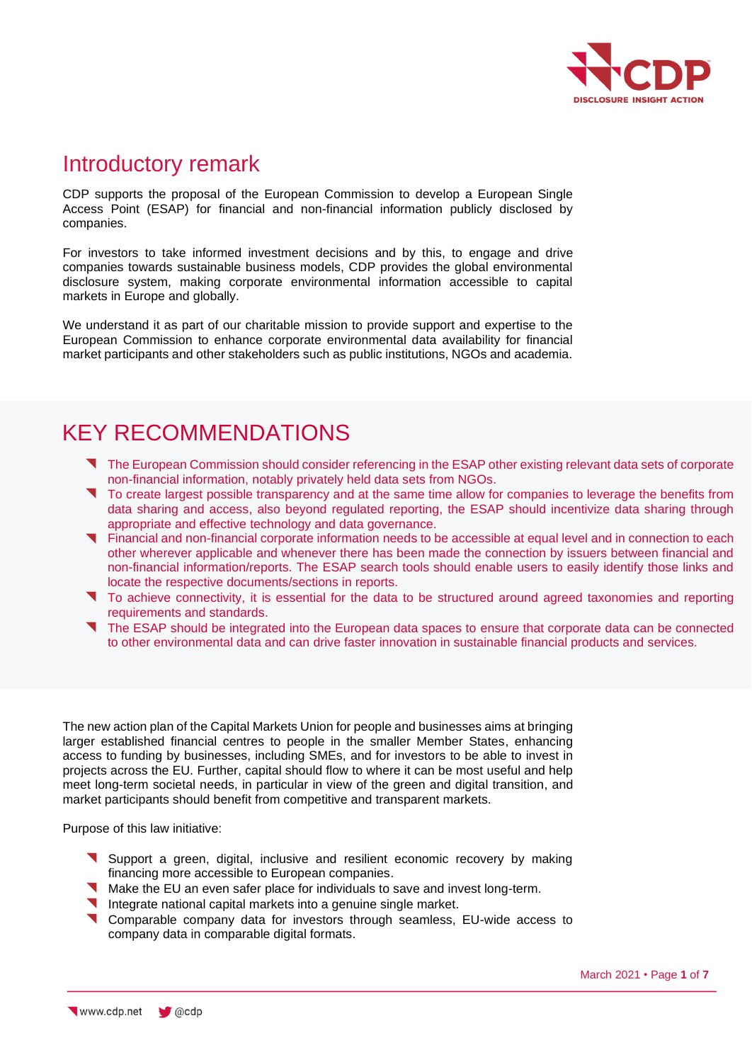# Introductory remark

CDP supports the proposal of the European Commission to develop a European Single Access Point (ESAP) for financial and non-financial information publicly disclosed by companies.

For investors to take informed investment decisions and by this, to engage and drive companies towards sustainable business models, CDP provides the global environmental disclosure system, making corporate environmental information accessible to capital markets in Europe and globally.

We understand it as part of our charitable mission to provide support and expertise to the European Commission to enhance corporate environmental data availability for financial market participants and other stakeholders such as public institutions, NGOs and academia.

# KEY RECOMMENDATIONS

- The European Commission should consider referencing in the ESAP other existing relevant data sets of corporate non-financial information, notably privately held data sets from NGOs.
- To create largest possible transparency and at the same time allow for companies to leverage the benefits from data sharing and access, also beyond regulated reporting, the ESAP should incentivize data sharing through appropriate and effective technology and data governance.
- Financial and non-financial corporate information needs to be accessible at equal level and in connection to each other wherever applicable and whenever there has been made the connection by issuers between financial and non-financial information/reports. The ESAP search tools should enable users to easily identify those links and locate the respective documents/sections in reports.
- To achieve connectivity, it is essential for the data to be structured around agreed taxonomies and reporting requirements and standards.
- The ESAP should be integrated into the European data spaces to ensure that corporate data can be connected to other environmental data and can drive faster innovation in sustainable financial products and services.

The new action plan of the Capital Markets Union for people and businesses aims at bringing larger established financial centres to people in the smaller Member States, enhancing access to funding by businesses, including SMEs, and for investors to be able to invest in projects across the EU. Further, capital should flow to where it can be most useful and help meet long-term societal needs, in particular in view of the green and digital transition, and market participants should benefit from competitive and transparent markets.

Purpose of this law initiative:

- Support a green, digital, inclusive and resilient economic recovery by making financing more accessible to European companies.
- Make the EU an even safer place for individuals to save and invest long-term.
- Integrate national capital markets into a genuine single market.
- Comparable company data for investors through seamless, EU-wide access to company data in comparable digital formats.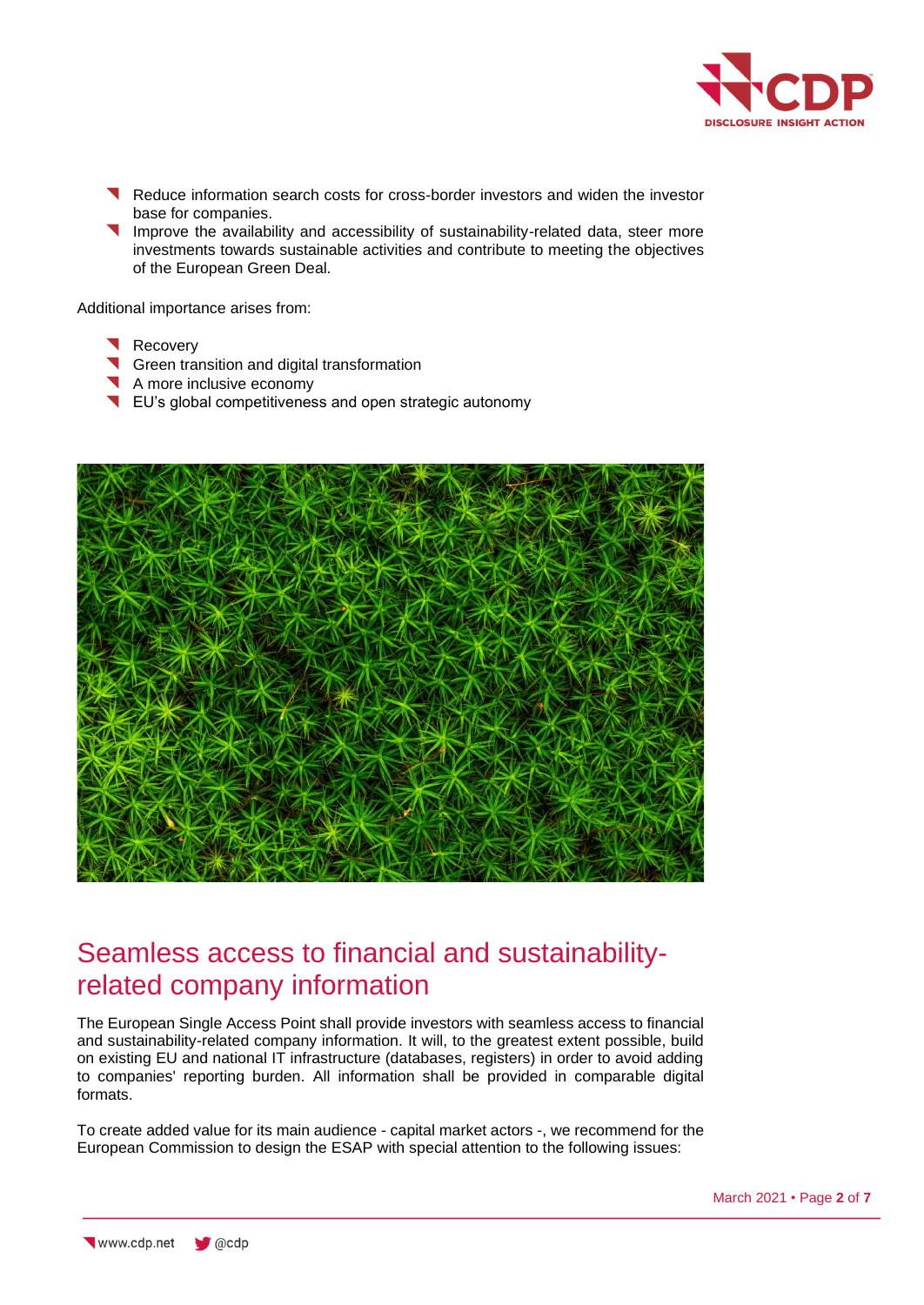- Reduce information search costs for cross-border investors and widen the investor base for companies.
- Improve the availability and accessibility of sustainability-related data, steer more investments towards sustainable activities and contribute to meeting the objectives of the European Green Deal.

Additional importance arises from:

- Recovery
- Green transition and digital transformation
- A more inclusive economy
- EU's global competitiveness and open strategic autonomy

## Seamless access to financial and sustainability-related company information

The European Single Access Point shall provide investors with seamless access to financial and sustainability-related company information. It will, to the greatest extent possible, build on existing EU and national IT infrastructure (databases, registers) in order to avoid adding to companies' reporting burden. All information shall be provided in comparable digital formats.

To create added value for its main audience - capital market actors -, we recommend for the European Commission to design the ESAP with special attention to the following issues: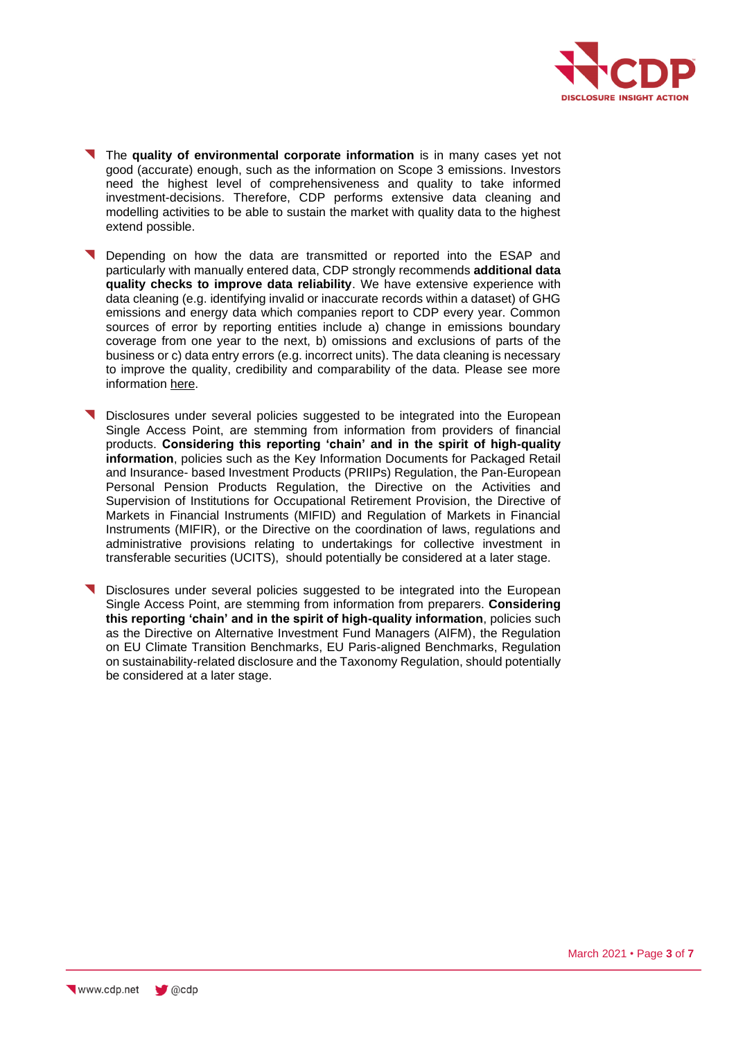- The **quality of environmental corporate information** is in many cases yet not good (accurate) enough, such as the information on Scope 3 emissions. Investors need the highest level of comprehensiveness and quality to take informed investment-decisions. Therefore, CDP performs extensive data cleaning and modelling activities to be able to sustain the market with quality data to the highest extend possible.

- Depending on how the data are transmitted or reported into the ESAP and particularly with manually entered data, CDP strongly recommends **additional data quality checks to improve data reliability**. We have extensive experience with data cleaning (e.g. identifying invalid or inaccurate records within a dataset) of GHG emissions and energy data which companies report to CDP every year. Common sources of error by reporting entities include a) change in emissions boundary coverage from one year to the next, b) omissions and exclusions of parts of the business or c) data entry errors (e.g. incorrect units). The data cleaning is necessary to improve the quality, credibility and comparability of the data. Please see more information here.

- Disclosures under several policies suggested to be integrated into the European Single Access Point, are stemming from information from providers of financial products. **Considering this reporting 'chain' and in the spirit of high-quality information**, policies such as the Key Information Documents for Packaged Retail and Insurance- based Investment Products (PRIIPs) Regulation, the Pan-European Personal Pension Products Regulation, the Directive on the Activities and Supervision of Institutions for Occupational Retirement Provision, the Directive of Markets in Financial Instruments (MIFID) and Regulation of Markets in Financial Instruments (MIFIR), or the Directive on the coordination of laws, regulations and administrative provisions relating to undertakings for collective investment in transferable securities (UCITS), should potentially be considered at a later stage.

- Disclosures under several policies suggested to be integrated into the European Single Access Point, are stemming from information from preparers. **Considering this reporting 'chain' and in the spirit of high-quality information**, policies such as the Directive on Alternative Investment Fund Managers (AIFM), the Regulation on EU Climate Transition Benchmarks, EU Paris-aligned Benchmarks, Regulation on sustainability-related disclosure and the Taxonomy Regulation, should potentially be considered at a later stage.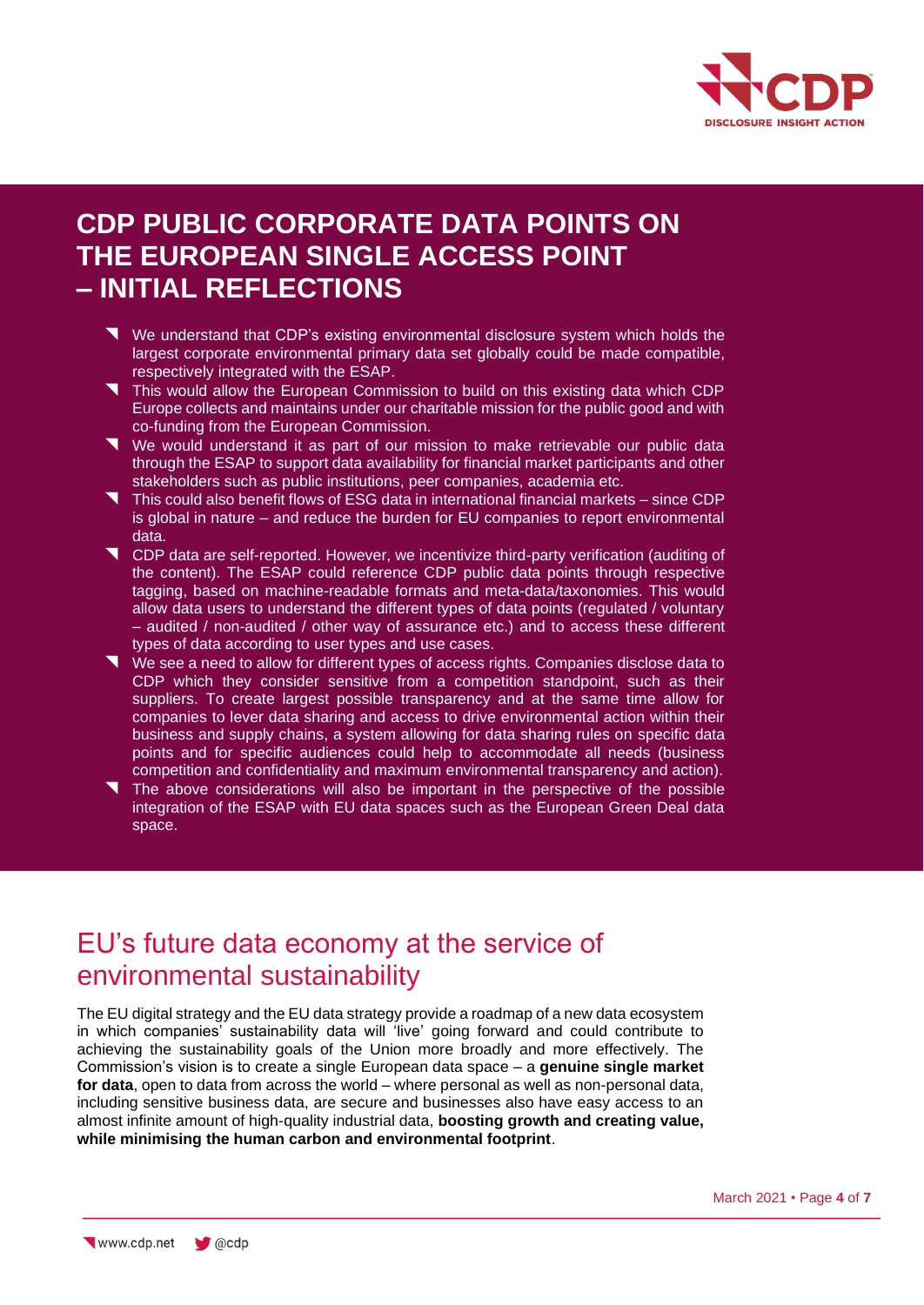## CDP PUBLIC CORPORATE DATA POINTS ON THE EUROPEAN SINGLE ACCESS POINT – INITIAL REFLECTIONS

- We understand that CDP's existing environmental disclosure system which holds the largest corporate environmental primary data set globally could be made compatible, respectively integrated with the ESAP.
- This would allow the European Commission to build on this existing data which CDP Europe collects and maintains under our charitable mission for the public good and with co-funding from the European Commission.
- We would understand it as part of our mission to make retrievable our public data through the ESAP to support data availability for financial market participants and other stakeholders such as public institutions, peer companies, academia etc.
- This could also benefit flows of ESG data in international financial markets – since CDP is global in nature – and reduce the burden for EU companies to report environmental data.
- CDP data are self-reported. However, we incentivize third-party verification (auditing of the content). The ESAP could reference CDP public data points through respective tagging, based on machine-readable formats and meta-data/taxonomies. This would allow data users to understand the different types of data points (regulated / voluntary – audited / non-audited / other way of assurance etc.) and to access these different types of data according to user types and use cases.
- We see a need to allow for different types of access rights. Companies disclose data to CDP which they consider sensitive from a competition standpoint, such as their suppliers. To create largest possible transparency and at the same time allow for companies to lever data sharing and access to drive environmental action within their business and supply chains, a system allowing for data sharing rules on specific data points and for specific audiences could help to accommodate all needs (business competition and confidentiality and maximum environmental transparency and action).
- The above considerations will also be important in the perspective of the possible integration of the ESAP with EU data spaces such as the European Green Deal data space.

## EU's future data economy at the service of environmental sustainability

The EU digital strategy and the EU data strategy provide a roadmap of a new data ecosystem in which companies' sustainability data will 'live' going forward and could contribute to achieving the sustainability goals of the Union more broadly and more effectively. The Commission's vision is to create a single European data space – a **genuine single market for data**, open to data from across the world – where personal as well as non-personal data, including sensitive business data, are secure and businesses also have easy access to an almost infinite amount of high-quality industrial data, **boosting growth and creating value, while minimising the human carbon and environmental footprint**.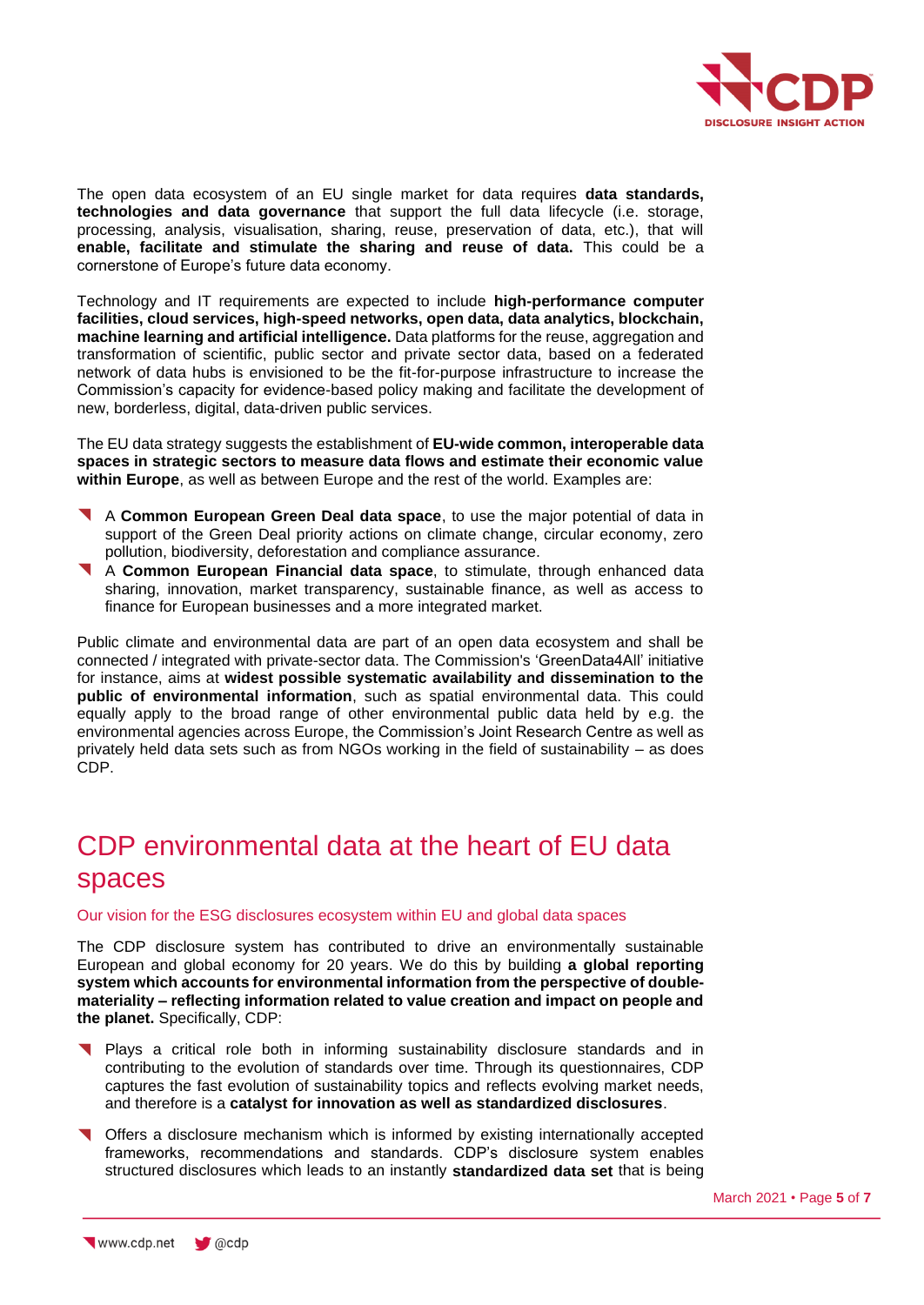The open data ecosystem of an EU single market for data requires **data standards, technologies and data governance** that support the full data lifecycle (i.e. storage, processing, analysis, visualisation, sharing, reuse, preservation of data, etc.), that will **enable, facilitate and stimulate the sharing and reuse of data.** This could be a cornerstone of Europe's future data economy.

Technology and IT requirements are expected to include **high-performance computer facilities, cloud services, high-speed networks, open data, data analytics, blockchain, machine learning and artificial intelligence.** Data platforms for the reuse, aggregation and transformation of scientific, public sector and private sector data, based on a federated network of data hubs is envisioned to be the fit-for-purpose infrastructure to increase the Commission's capacity for evidence-based policy making and facilitate the development of new, borderless, digital, data-driven public services.

The EU data strategy suggests the establishment of **EU-wide common, interoperable data spaces in strategic sectors to measure data flows and estimate their economic value within Europe**, as well as between Europe and the rest of the world. Examples are:

- A **Common European Green Deal data space**, to use the major potential of data in support of the Green Deal priority actions on climate change, circular economy, zero pollution, biodiversity, deforestation and compliance assurance.
- A **Common European Financial data space**, to stimulate, through enhanced data sharing, innovation, market transparency, sustainable finance, as well as access to finance for European businesses and a more integrated market.

Public climate and environmental data are part of an open data ecosystem and shall be connected / integrated with private-sector data. The Commission's 'GreenData4All' initiative for instance, aims at **widest possible systematic availability and dissemination to the public of environmental information**, such as spatial environmental data. This could equally apply to the broad range of other environmental public data held by e.g. the environmental agencies across Europe, the Commission's Joint Research Centre as well as privately held data sets such as from NGOs working in the field of sustainability – as does CDP.

# CDP environmental data at the heart of EU data spaces

### Our vision for the ESG disclosures ecosystem within EU and global data spaces

The CDP disclosure system has contributed to drive an environmentally sustainable European and global economy for 20 years. We do this by building **a global reporting system which accounts for environmental information from the perspective of double-materiality – reflecting information related to value creation and impact on people and the planet.** Specifically, CDP:

- Plays a critical role both in informing sustainability disclosure standards and in contributing to the evolution of standards over time. Through its questionnaires, CDP captures the fast evolution of sustainability topics and reflects evolving market needs, and therefore is a **catalyst for innovation as well as standardized disclosures**.
- Offers a disclosure mechanism which is informed by existing internationally accepted frameworks, recommendations and standards. CDP's disclosure system enables structured disclosures which leads to an instantly **standardized data set** that is being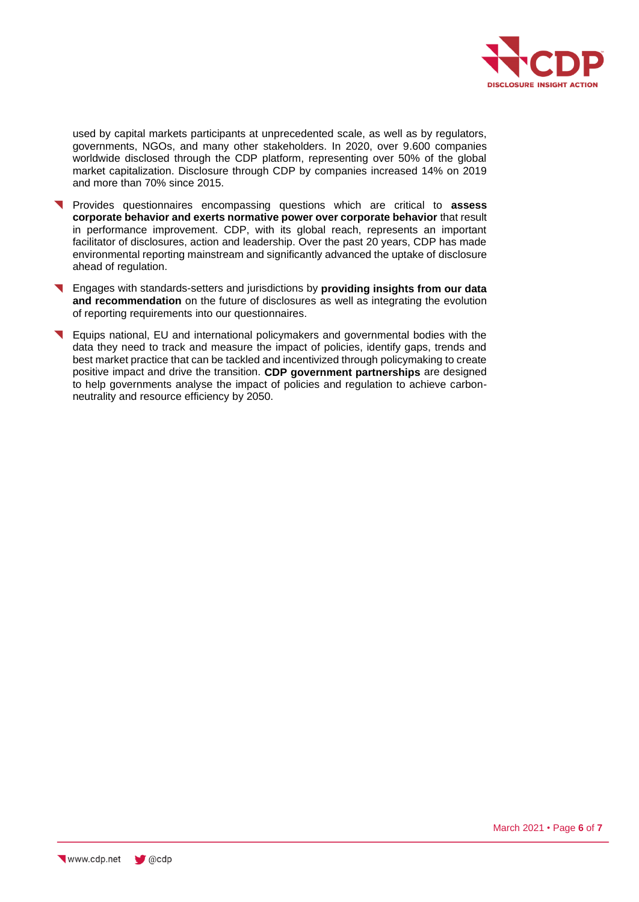used by capital markets participants at unprecedented scale, as well as by regulators, governments, NGOs, and many other stakeholders. In 2020, over 9.600 companies worldwide disclosed through the CDP platform, representing over 50% of the global market capitalization. Disclosure through CDP by companies increased 14% on 2019 and more than 70% since 2015.

- Provides questionnaires encompassing questions which are critical to **assess corporate behavior and exerts normative power over corporate behavior** that result in performance improvement. CDP, with its global reach, represents an important facilitator of disclosures, action and leadership. Over the past 20 years, CDP has made environmental reporting mainstream and significantly advanced the uptake of disclosure ahead of regulation.
- Engages with standards-setters and jurisdictions by **providing insights from our data and recommendation** on the future of disclosures as well as integrating the evolution of reporting requirements into our questionnaires.
- Equips national, EU and international policymakers and governmental bodies with the data they need to track and measure the impact of policies, identify gaps, trends and best market practice that can be tackled and incentivized through policymaking to create positive impact and drive the transition. **CDP government partnerships** are designed to help governments analyse the impact of policies and regulation to achieve carbon-neutrality and resource efficiency by 2050.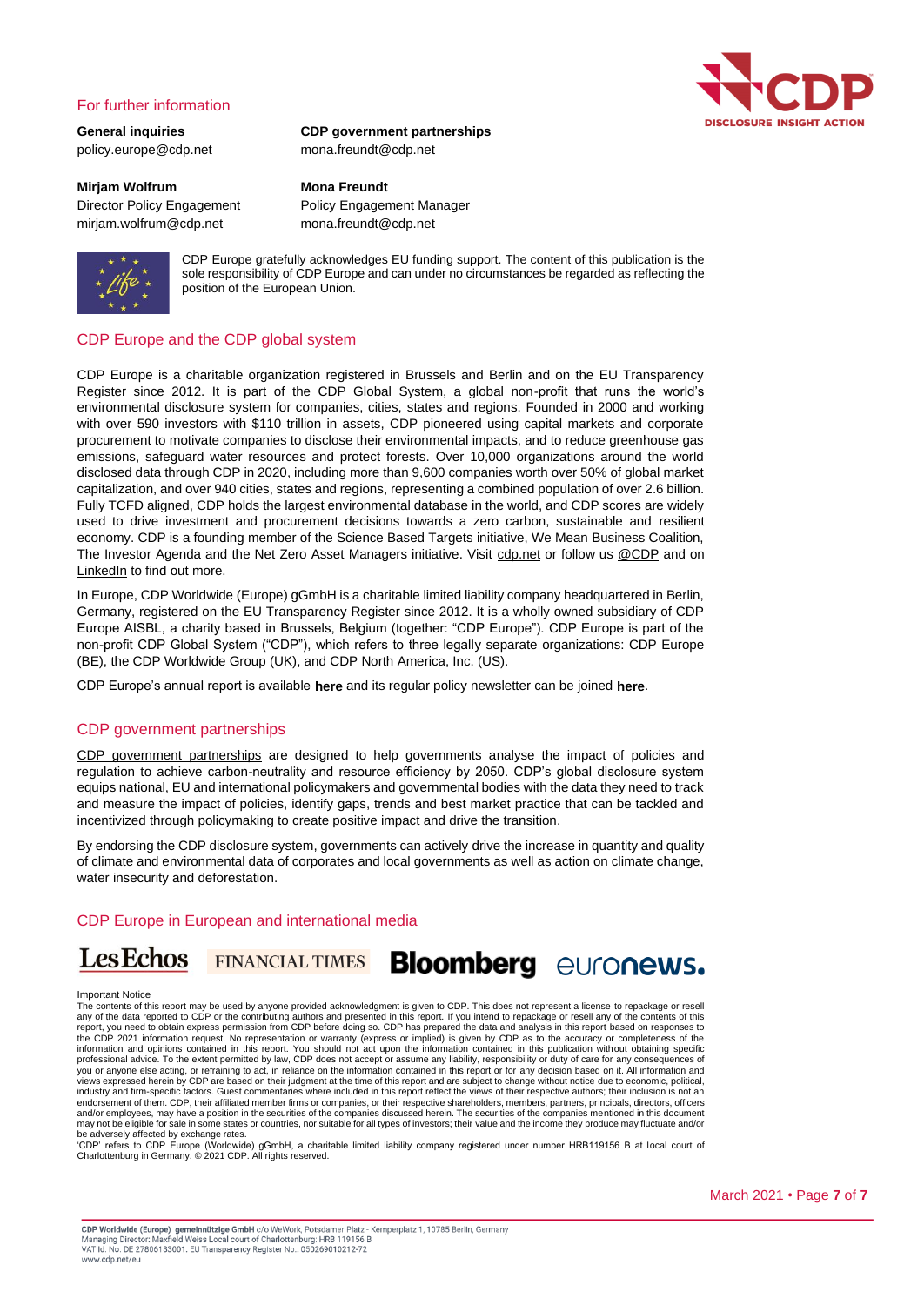## For further information

**General inquiries**
policy.europe@cdp.net

**CDP government partnerships**
mona.freundt@cdp.net

**Mirjam Wolfrum**
Director Policy Engagement
mirjam.wolfrum@cdp.net

**Mona Freundt**
Policy Engagement Manager
mona.freundt@cdp.net

CDP Europe gratefully acknowledges EU funding support. The content of this publication is the sole responsibility of CDP Europe and can under no circumstances be regarded as reflecting the position of the European Union.

## CDP Europe and the CDP global system

CDP Europe is a charitable organization registered in Brussels and Berlin and on the EU Transparency Register since 2012. It is part of the CDP Global System, a global non-profit that runs the world's environmental disclosure system for companies, cities, states and regions. Founded in 2000 and working with over 590 investors with $110 trillion in assets, CDP pioneered using capital markets and corporate procurement to motivate companies to disclose their environmental impacts, and to reduce greenhouse gas emissions, safeguard water resources and protect forests. Over 10,000 organizations around the world disclosed data through CDP in 2020, including more than 9,600 companies worth over 50% of global market capitalization, and over 940 cities, states and regions, representing a combined population of over 2.6 billion. Fully TCFD aligned, CDP holds the largest environmental database in the world, and CDP scores are widely used to drive investment and procurement decisions towards a zero carbon, sustainable and resilient economy. CDP is a founding member of the Science Based Targets initiative, We Mean Business Coalition, The Investor Agenda and the Net Zero Asset Managers initiative. Visit cdp.net or follow us @CDP and on LinkedIn to find out more.

In Europe, CDP Worldwide (Europe) gGmbH is a charitable limited liability company headquartered in Berlin, Germany, registered on the EU Transparency Register since 2012. It is a wholly owned subsidiary of CDP Europe AISBL, a charity based in Brussels, Belgium (together: "CDP Europe"). CDP Europe is part of the non-profit CDP Global System ("CDP"), which refers to three legally separate organizations: CDP Europe (BE), the CDP Worldwide Group (UK), and CDP North America, Inc. (US).

CDP Europe's annual report is available **here** and its regular policy newsletter can be joined **here**.

## CDP government partnerships

CDP government partnerships are designed to help governments analyse the impact of policies and regulation to achieve carbon-neutrality and resource efficiency by 2050. CDP's global disclosure system equips national, EU and international policymakers and governmental bodies with the data they need to track and measure the impact of policies, identify gaps, trends and best market practice that can be tackled and incentivized through policymaking to create positive impact and drive the transition.

By endorsing the CDP disclosure system, governments can actively drive the increase in quantity and quality of climate and environmental data of corporates and local governments as well as action on climate change, water insecurity and deforestation.

## CDP Europe in European and international media

Les Echos FINANCIAL TIMES Bloomberg euronews.

Important Notice
The contents of this report may be used by anyone provided acknowledgment is given to CDP. This does not represent a license to repackage or resell any of the data reported to CDP or the contributing authors and presented in this report. If you intend to repackage or resell any of the contents of this report, you need to obtain express permission from CDP before doing so. CDP has prepared the data and analysis in this report based on responses to the CDP 2021 information request. No representation or warranty (express or implied) is given by CDP as to the accuracy or completeness of the information and opinions contained in this report. You should not act upon the information contained in this publication without obtaining specific professional advice. To the extent permitted by law, CDP does not accept or assume any liability, responsibility or duty of care for any consequences of you or anyone else acting, or refraining to act, in reliance on the information contained in this report or for any decision based on it. All information and views expressed herein by CDP are based on their judgment at the time of this report and are subject to change without notice due to economic, political, industry and firm-specific factors. Guest commentaries where included in this report reflect the views of their respective authors; their inclusion is not an endorsement of them. CDP, their affiliated member firms or companies, or their respective shareholders, members, partners, principals, directors, officers and/or employees, may have a position in the securities of the companies discussed herein. The securities of the companies mentioned in this document may not be eligible for sale in some states or countries, nor suitable for all types of investors; their value and the income they produce may fluctuate and/or be adversely affected by exchange rates.
'CDP' refers to CDP Europe (Worldwide) gGmbH, a charitable limited liability company registered under number HRB119156 B at local court of Charlottenburg in Germany. © 2021 CDP. All rights reserved.

March 2021

**CDP Worldwide (Europe) gemeinnützige GmbH** c/o WeWork, Potsdamer Platz - Kemperplatz 1, 10785 Berlin, Germany
Managing Director: Maxfield Weiss Local court of Charlottenburg: HRB 119156 B
VAT Id. No. DE 27806183001. EU Transparency Register No.: 050269010212-72
www.cdp.net/eu